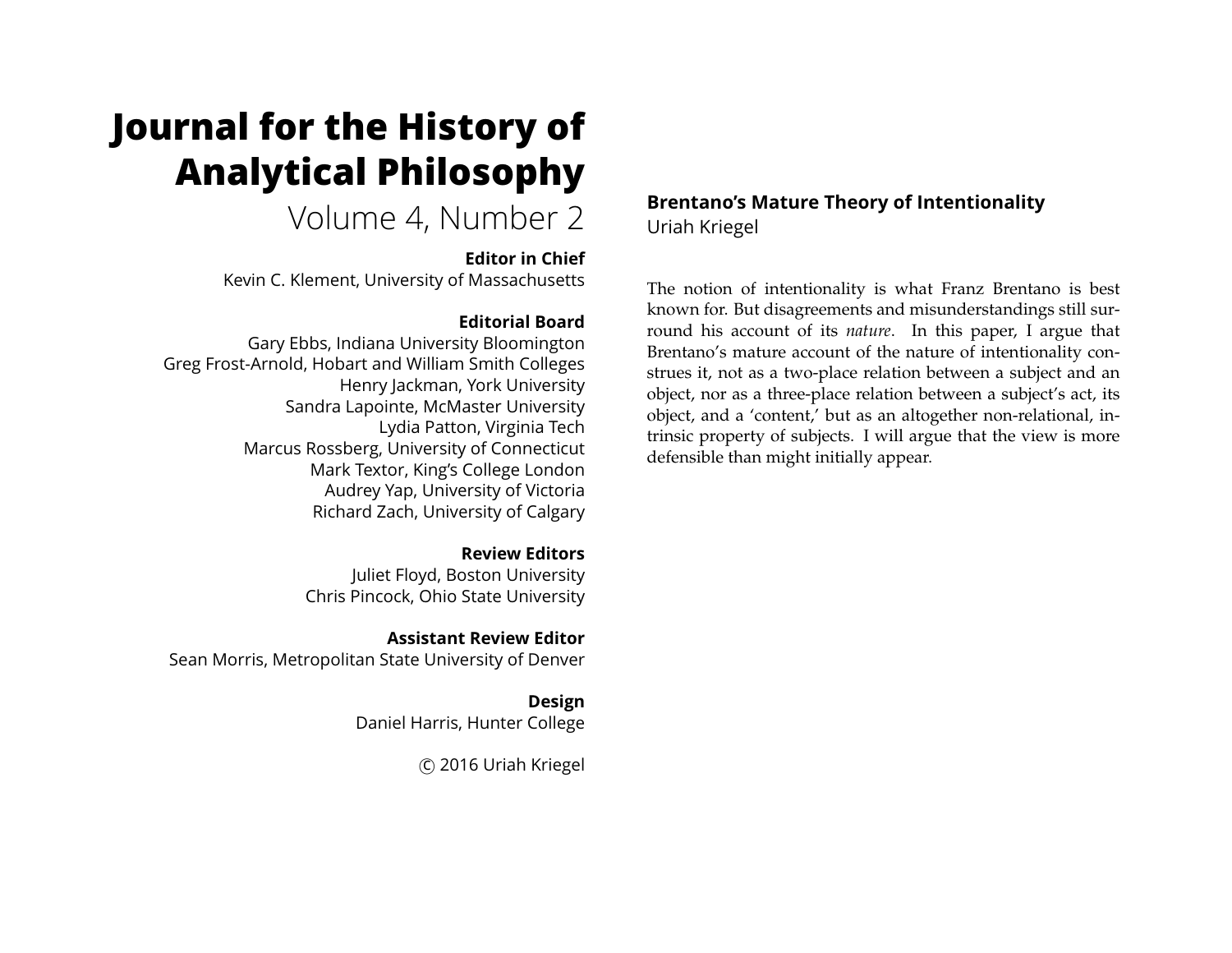# Journal for the History of Analytical Philosophy

Volume 4, Number 2

**Editor in Chief**

Kevin C. Klement, University of Massachusetts

**Editorial Board**

Gary Ebbs, Indiana University Bloomington
Greg Frost-Arnold, Hobart and William Smith Colleges
Henry Jackman, York University
Sandra Lapointe, McMaster University
Lydia Patton, Virginia Tech
Marcus Rossberg, University of Connecticut
Mark Textor, King's College London
Audrey Yap, University of Victoria
Richard Zach, University of Calgary

**Review Editors**

Juliet Floyd, Boston University
Chris Pincock, Ohio State University

**Assistant Review Editor**

Sean Morris, Metropolitan State University of Denver

**Design**

Daniel Harris, Hunter College

© 2016 Uriah Kriegel

## Brentano's Mature Theory of Intentionality

Uriah Kriegel

The notion of intentionality is what Franz Brentano is best known for. But disagreements and misunderstandings still surround his account of its *nature*. In this paper, I argue that Brentano's mature account of the nature of intentionality construes it, not as a two-place relation between a subject and an object, nor as a three-place relation between a subject's act, its object, and a 'content,' but as an altogether non-relational, intrinsic property of subjects. I will argue that the view is more defensible than might initially appear.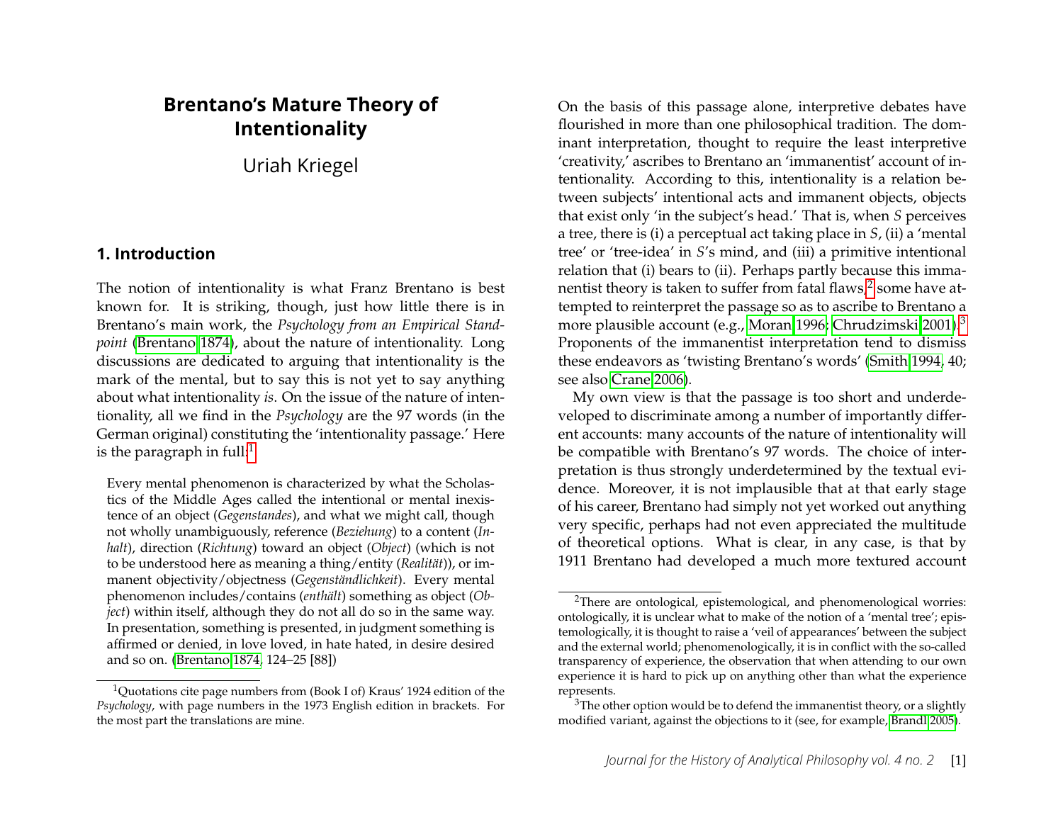# Brentano's Mature Theory of Intentionality

Uriah Kriegel

## 1. Introduction

The notion of intentionality is what Franz Brentano is best known for. It is striking, though, just how little there is in Brentano's main work, the *Psychology from an Empirical Standpoint* (Brentano 1874), about the nature of intentionality. Long discussions are dedicated to arguing that intentionality is the mark of the mental, but to say this is not yet to say anything about what intentionality *is*. On the issue of the nature of intentionality, all we find in the *Psychology* are the 97 words (in the German original) constituting the 'intentionality passage.' Here is the paragraph in full:[1]

> Every mental phenomenon is characterized by what the Scholastics of the Middle Ages called the intentional or mental inexistence of an object (*Gegenstandes*), and what we might call, though not wholly unambiguously, reference (*Beziehung*) to a content (*Inhalt*), direction (*Richtung*) toward an object (*Object*) (which is not to be understood here as meaning a thing/entity (*Realität*)), or immanent objectivity/objectness (*Gegenständlichkeit*). Every mental phenomenon includes/contains (*enthält*) something as object (*Object*) within itself, although they do not all do so in the same way. In presentation, something is presented, in judgment something is affirmed or denied, in love loved, in hate hated, in desire desired and so on. (Brentano 1874, 124–25 [88])

On the basis of this passage alone, interpretive debates have flourished in more than one philosophical tradition. The dominant interpretation, thought to require the least interpretive 'creativity,' ascribes to Brentano an 'immanentist' account of intentionality. According to this, intentionality is a relation between subjects' intentional acts and immanent objects, objects that exist only 'in the subject's head.' That is, when *S* perceives a tree, there is (i) a perceptual act taking place in *S*, (ii) a 'mental tree' or 'tree-idea' in *S*'s mind, and (iii) a primitive intentional relation that (i) bears to (ii). Perhaps partly because this immanentist theory is taken to suffer from fatal flaws,[2] some have attempted to reinterpret the passage so as to ascribe to Brentano a more plausible account (e.g., Moran 1996; Chrudzimski 2001).[3] Proponents of the immanentist interpretation tend to dismiss these endeavors as 'twisting Brentano's words' (Smith 1994, 40; see also Crane 2006).

My own view is that the passage is too short and underdeveloped to discriminate among a number of importantly different accounts: many accounts of the nature of intentionality will be compatible with Brentano's 97 words. The choice of interpretation is thus strongly underdetermined by the textual evidence. Moreover, it is not implausible that at that early stage of his career, Brentano had simply not yet worked out anything very specific, perhaps had not even appreciated the multitude of theoretical options. What is clear, in any case, is that by 1911 Brentano had developed a much more textured account

---

[1] Quotations cite page numbers from (Book I of) Kraus' 1924 edition of the *Psychology*, with page numbers in the 1973 English edition in brackets. For the most part the translations are mine.

[2] There are ontological, epistemological, and phenomenological worries: ontologically, it is unclear what to make of the notion of a 'mental tree'; epistemologically, it is thought to raise a 'veil of appearances' between the subject and the external world; phenomenologically, it is in conflict with the so-called transparency of experience, the observation that when attending to our own experience it is hard to pick up on anything other than what the experience represents.

[3] The other option would be to defend the immanentist theory, or a slightly modified variant, against the objections to it (see, for example, Brandl 2005).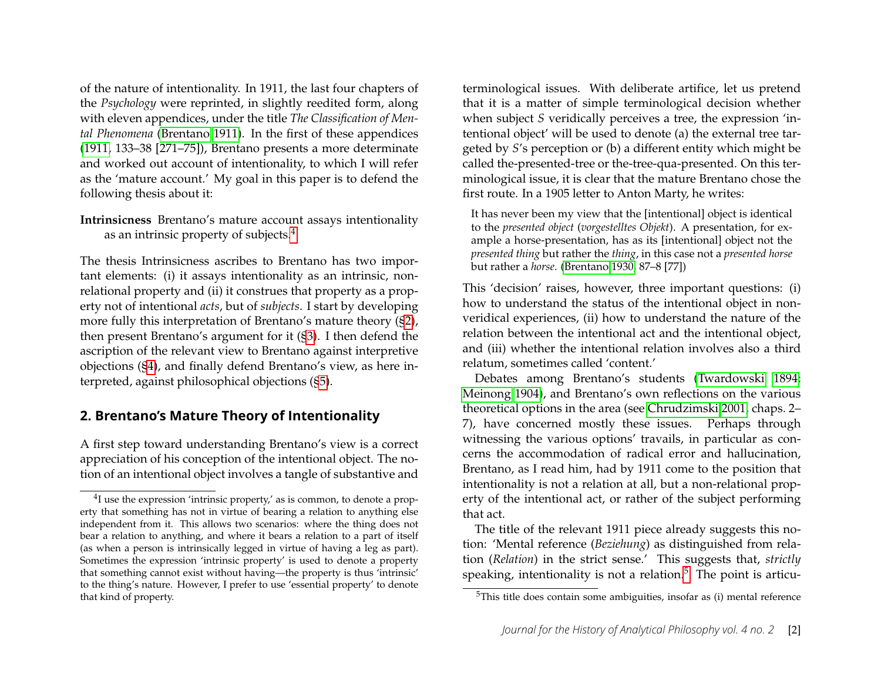of the nature of intentionality. In 1911, the last four chapters of the *Psychology* were reprinted, in slightly reedited form, along with eleven appendices, under the title *The Classification of Mental Phenomena* (Brentano 1911). In the first of these appendices (1911, 133–38 [271–75]), Brentano presents a more determinate and worked out account of intentionality, to which I will refer as the 'mature account.' My goal in this paper is to defend the following thesis about it:

**Intrinsicness** Brentano's mature account assays intentionality as an intrinsic property of subjects.[4]

The thesis Intrinsicness ascribes to Brentano has two important elements: (i) it assays intentionality as an intrinsic, non-relational property and (ii) it construes that property as a property not of intentional *acts*, but of *subjects*. I start by developing more fully this interpretation of Brentano's mature theory (§2), then present Brentano's argument for it (§3). I then defend the ascription of the relevant view to Brentano against interpretive objections (§4), and finally defend Brentano's view, as here interpreted, against philosophical objections (§5).

## 2. Brentano's Mature Theory of Intentionality

A first step toward understanding Brentano's view is a correct appreciation of his conception of the intentional object. The notion of an intentional object involves a tangle of substantive and terminological issues. With deliberate artifice, let us pretend that it is a matter of simple terminological decision whether when subject *S* veridically perceives a tree, the expression 'intentional object' will be used to denote (a) the external tree targeted by *S*'s perception or (b) a different entity which might be called the-presented-tree or the-tree-qua-presented. On this terminological issue, it is clear that the mature Brentano chose the first route. In a 1905 letter to Anton Marty, he writes:

> It has never been my view that the [intentional] object is identical to the *presented object* (*vorgestelltes Objekt*). A presentation, for example a horse-presentation, has as its [intentional] object not the *presented thing* but rather the *thing*, in this case not a *presented horse* but rather a *horse*. (Brentano 1930, 87–8 [77])

This 'decision' raises, however, three important questions: (i) how to understand the status of the intentional object in non-veridical experiences, (ii) how to understand the nature of the relation between the intentional act and the intentional object, and (iii) whether the intentional relation involves also a third relatum, sometimes called 'content.'

Debates among Brentano's students (Twardowski 1894; Meinong 1904), and Brentano's own reflections on the various theoretical options in the area (see Chrudzimski 2001, chaps. 2–7), have concerned mostly these issues. Perhaps through witnessing the various options' travails, in particular as concerns the accommodation of radical error and hallucination, Brentano, as I read him, had by 1911 come to the position that intentionality is not a relation at all, but a non-relational property of the intentional act, or rather of the subject performing that act.

The title of the relevant 1911 piece already suggests this notion: 'Mental reference (*Beziehung*) as distinguished from relation (*Relation*) in the strict sense.' This suggests that, *strictly* speaking, intentionality is not a relation.[5] The point is articu-

---

[4] I use the expression 'intrinsic property,' as is common, to denote a property that something has not in virtue of bearing a relation to anything else independent from it. This allows two scenarios: where the thing does not bear a relation to anything, and where it bears a relation to a part of itself (as when a person is intrinsically legged in virtue of having a leg as part). Sometimes the expression 'intrinsic property' is used to denote a property that something cannot exist without having—the property is thus 'intrinsic' to the thing's nature. However, I prefer to use 'essential property' to denote that kind of property.

[5] This title does contain some ambiguities, insofar as (i) mental reference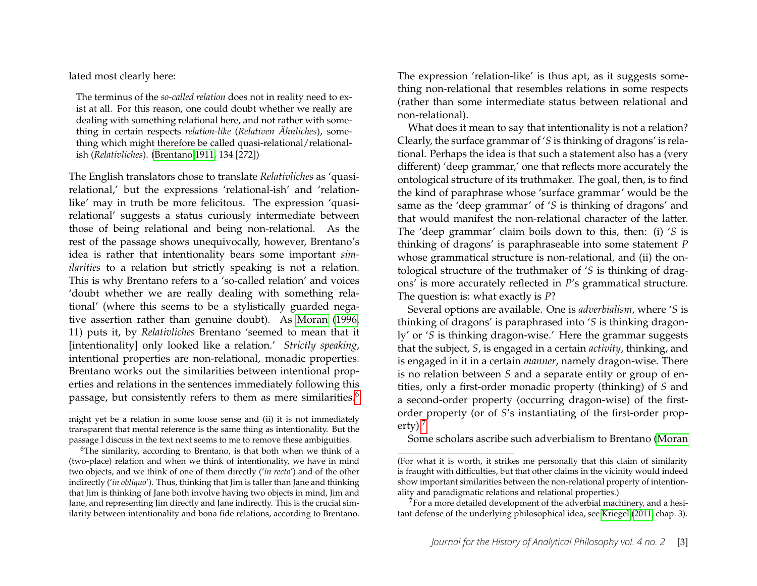lated most clearly here:

> The terminus of the *so-called relation* does not in reality need to exist at all. For this reason, one could doubt whether we really are dealing with something relational here, and not rather with something in certain respects *relation-like* (*Relativen Ähnliches*), something which might therefore be called quasi-relational/relational-ish (*Relativliches*). (Brentano 1911, 134 [272])

The English translators chose to translate *Relativliches* as 'quasi-relational,' but the expressions 'relational-ish' and 'relation-like' may in truth be more felicitous. The expression 'quasi-relational' suggests a status curiously intermediate between those of being relational and being non-relational. As the rest of the passage shows unequivocally, however, Brentano's idea is rather that intentionality bears some important *similarities* to a relation but strictly speaking is not a relation. This is why Brentano refers to a 'so-called relation' and voices 'doubt whether we are really dealing with something relational' (where this seems to be a stylistically guarded negative assertion rather than genuine doubt). As Moran (1996, 11) puts it, by *Relativliches* Brentano 'seemed to mean that it [intentionality] only looked like a relation.' *Strictly speaking*, intentional properties are non-relational, monadic properties. Brentano works out the similarities between intentional properties and relations in the sentences immediately following this passage, but consistently refers to them as mere similarities.[6] The expression 'relation-like' is thus apt, as it suggests something non-relational that resembles relations in some respects (rather than some intermediate status between relational and non-relational).

What does it mean to say that intentionality is not a relation? Clearly, the surface grammar of '*S* is thinking of dragons' is relational. Perhaps the idea is that such a statement also has a (very different) 'deep grammar,' one that reflects more accurately the ontological structure of its truthmaker. The goal, then, is to find the kind of paraphrase whose 'surface grammar' would be the same as the 'deep grammar' of '*S* is thinking of dragons' and that would manifest the non-relational character of the latter. The 'deep grammar' claim boils down to this, then: (i) '*S* is thinking of dragons' is paraphraseable into some statement *P* whose grammatical structure is non-relational, and (ii) the ontological structure of the truthmaker of '*S* is thinking of dragons' is more accurately reflected in *P*'s grammatical structure. The question is: what exactly is *P*?

Several options are available. One is *adverbialism*, where '*S* is thinking of dragons' is paraphrased into '*S* is thinking dragonly' or '*S* is thinking dragon-wise.' Here the grammar suggests that the subject, *S*, is engaged in a certain *activity*, thinking, and is engaged in it in a certain *manner*, namely dragon-wise. There is no relation between *S* and a separate entity or group of entities, only a first-order monadic property (thinking) of *S* and a second-order property (occurring dragon-wise) of the first-order property (or of *S*'s instantiating of the first-order property).[7]

Some scholars ascribe such adverbialism to Brentano (Moran

---

might yet be a relation in some loose sense and (ii) it is not immediately transparent that mental reference is the same thing as intentionality. But the passage I discuss in the text next seems to me to remove these ambiguities.

[6] The similarity, according to Brentano, is that both when we think of a (two-place) relation and when we think of intentionality, we have in mind two objects, and we think of one of them directly ('*in recto*') and of the other indirectly ('*in obliquo*'). Thus, thinking that Jim is taller than Jane and thinking that Jim is thinking of Jane both involve having two objects in mind, Jim and Jane, and representing Jim directly and Jane indirectly. This is the crucial similarity between intentionality and bona fide relations, according to Brentano. (For what it is worth, it strikes me personally that this claim of similarity is fraught with difficulties, but that other claims in the vicinity would indeed show important similarities between the non-relational property of intentionality and paradigmatic relations and relational properties.)

[7] For a more detailed development of the adverbial machinery, and a hesitant defense of the underlying philosophical idea, see Kriegel (2011, chap. 3).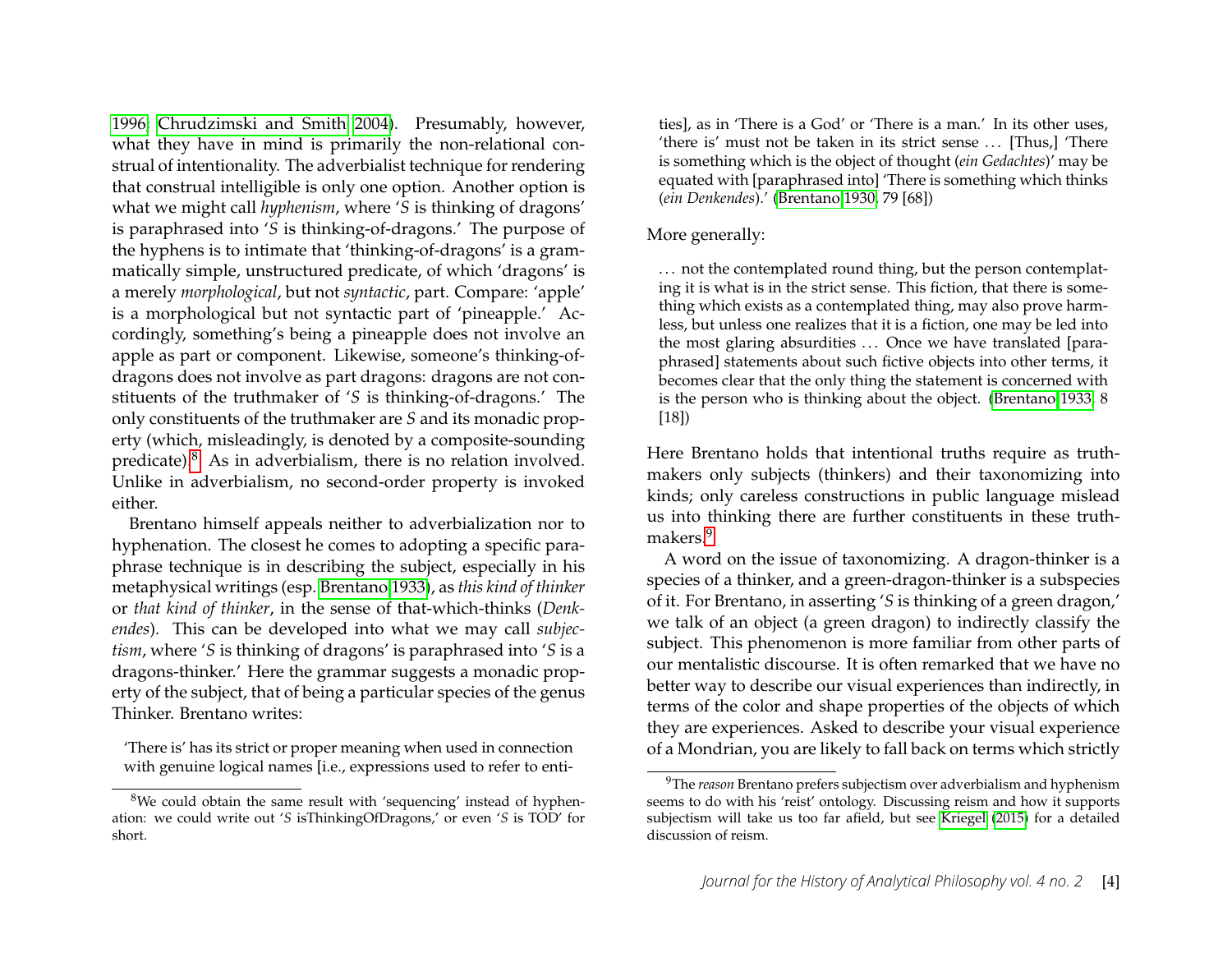1996; Chrudzimski and Smith 2004). Presumably, however, what they have in mind is primarily the non-relational construal of intentionality. The adverbialist technique for rendering that construal intelligible is only one option. Another option is what we might call *hyphenism*, where '*S* is thinking of dragons' is paraphrased into '*S* is thinking-of-dragons.' The purpose of the hyphens is to intimate that 'thinking-of-dragons' is a grammatically simple, unstructured predicate, of which 'dragons' is a merely *morphological*, but not *syntactic*, part. Compare: 'apple' is a morphological but not syntactic part of 'pineapple.' Accordingly, something's being a pineapple does not involve an apple as part or component. Likewise, someone's thinking-of-dragons does not involve as part dragons: dragons are not constituents of the truthmaker of '*S* is thinking-of-dragons.' The only constituents of the truthmaker are *S* and its monadic property (which, misleadingly, is denoted by a composite-sounding predicate).[8] As in adverbialism, there is no relation involved. Unlike in adverbialism, no second-order property is invoked either.

Brentano himself appeals neither to adverbialization nor to hyphenation. The closest he comes to adopting a specific paraphrase technique is in describing the subject, especially in his metaphysical writings (esp. Brentano 1933), as *this kind of thinker* or *that kind of thinker*, in the sense of that-which-thinks (*Denkendes*). This can be developed into what we may call *subjectism*, where '*S* is thinking of dragons' is paraphrased into '*S* is a dragons-thinker.' Here the grammar suggests a monadic property of the subject, that of being a particular species of the genus Thinker. Brentano writes:

> 'There is' has its strict or proper meaning when used in connection with genuine logical names [i.e., expressions used to refer to entities], as in 'There is a God' or 'There is a man.' In its other uses, 'there is' must not be taken in its strict sense ... [Thus,] 'There is something which is the object of thought (*ein Gedachtes*)' may be equated with [paraphrased into] 'There is something which thinks (*ein Denkendes*).' (Brentano 1930, 79 [68])

More generally:

> ... not the contemplated round thing, but the person contemplating it is what is in the strict sense. This fiction, that there is something which exists as a contemplated thing, may also prove harmless, but unless one realizes that it is a fiction, one may be led into the most glaring absurdities ... Once we have translated [paraphrased] statements about such fictive objects into other terms, it becomes clear that the only thing the statement is concerned with is the person who is thinking about the object. (Brentano 1933, 8 [18])

Here Brentano holds that intentional truths require as truthmakers only subjects (thinkers) and their taxonomizing into kinds; only careless constructions in public language mislead us into thinking there are further constituents in these truthmakers.[9]

A word on the issue of taxonomizing. A dragon-thinker is a species of a thinker, and a green-dragon-thinker is a subspecies of it. For Brentano, in asserting '*S* is thinking of a green dragon,' we talk of an object (a green dragon) to indirectly classify the subject. This phenomenon is more familiar from other parts of our mentalistic discourse. It is often remarked that we have no better way to describe our visual experiences than indirectly, in terms of the color and shape properties of the objects of which they are experiences. Asked to describe your visual experience of a Mondrian, you are likely to fall back on terms which strictly

---

[8] We could obtain the same result with 'sequencing' instead of hyphenation: we could write out '*S* isThinkingOfDragons,' or even '*S* is TOD' for short.

[9] The *reason* Brentano prefers subjectism over adverbialism and hyphenism seems to do with his 'reist' ontology. Discussing reism and how it supports subjectism will take us too far afield, but see Kriegel (2015) for a detailed discussion of reism.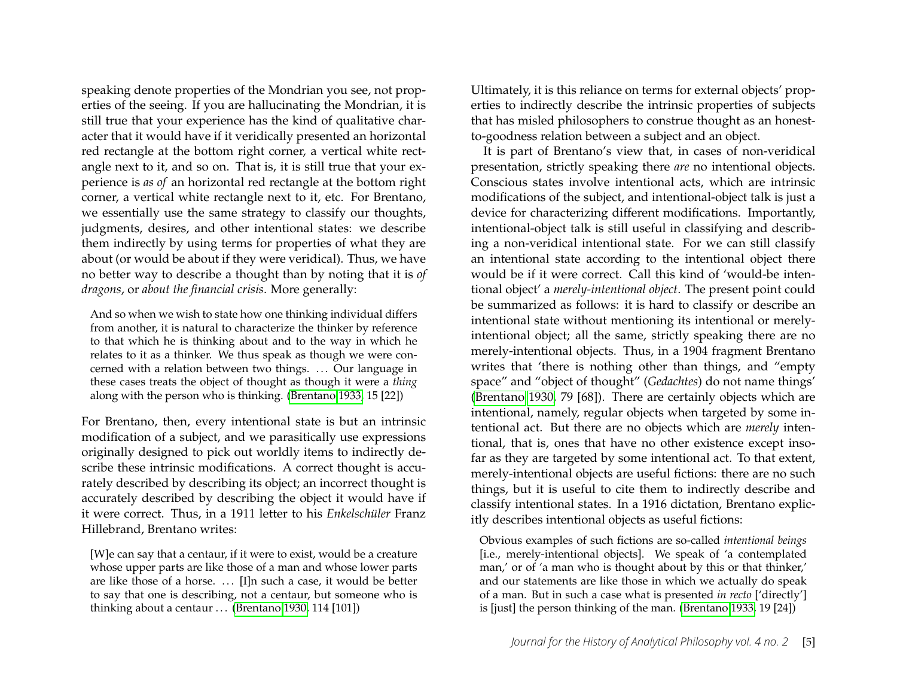speaking denote properties of the Mondrian you see, not properties of the seeing. If you are hallucinating the Mondrian, it is still true that your experience has the kind of qualitative character that it would have if it veridically presented an horizontal red rectangle at the bottom right corner, a vertical white rectangle next to it, and so on. That is, it is still true that your experience is *as of* an horizontal red rectangle at the bottom right corner, a vertical white rectangle next to it, etc. For Brentano, we essentially use the same strategy to classify our thoughts, judgments, desires, and other intentional states: we describe them indirectly by using terms for properties of what they are about (or would be about if they were veridical). Thus, we have no better way to describe a thought than by noting that it is *of dragons*, or *about the financial crisis*. More generally:

> And so when we wish to state how one thinking individual differs from another, it is natural to characterize the thinker by reference to that which he is thinking about and to the way in which he relates to it as a thinker. We thus speak as though we were concerned with a relation between two things. . . . Our language in these cases treats the object of thought as though it were a *thing* along with the person who is thinking. (Brentano 1933, 15 [22])

For Brentano, then, every intentional state is but an intrinsic modification of a subject, and we parasitically use expressions originally designed to pick out worldly items to indirectly describe these intrinsic modifications. A correct thought is accurately described by describing its object; an incorrect thought is accurately described by describing the object it would have if it were correct. Thus, in a 1911 letter to his *Enkelschüler* Franz Hillebrand, Brentano writes:

> [W]e can say that a centaur, if it were to exist, would be a creature whose upper parts are like those of a man and whose lower parts are like those of a horse. . . . [I]n such a case, it would be better to say that one is describing, not a centaur, but someone who is thinking about a centaur . . . (Brentano 1930, 114 [101])

Ultimately, it is this reliance on terms for external objects' properties to indirectly describe the intrinsic properties of subjects that has misled philosophers to construe thought as an honest-to-goodness relation between a subject and an object.

It is part of Brentano's view that, in cases of non-veridical presentation, strictly speaking there *are* no intentional objects. Conscious states involve intentional acts, which are intrinsic modifications of the subject, and intentional-object talk is just a device for characterizing different modifications. Importantly, intentional-object talk is still useful in classifying and describing a non-veridical intentional state. For we can still classify an intentional state according to the intentional object there would be if it were correct. Call this kind of 'would-be intentional object' a *merely-intentional object*. The present point could be summarized as follows: it is hard to classify or describe an intentional state without mentioning its intentional or merely-intentional object; all the same, strictly speaking there are no merely-intentional objects. Thus, in a 1904 fragment Brentano writes that 'there is nothing other than things, and "empty space" and "object of thought" (*Gedachtes*) do not name things' (Brentano 1930, 79 [68]). There are certainly objects which are intentional, namely, regular objects when targeted by some intentional act. But there are no objects which are *merely* intentional, that is, ones that have no other existence except insofar as they are targeted by some intentional act. To that extent, merely-intentional objects are useful fictions: there are no such things, but it is useful to cite them to indirectly describe and classify intentional states. In a 1916 dictation, Brentano explicitly describes intentional objects as useful fictions:

> Obvious examples of such fictions are so-called *intentional beings* [i.e., merely-intentional objects]. We speak of 'a contemplated man,' or of 'a man who is thought about by this or that thinker,' and our statements are like those in which we actually do speak of a man. But in such a case what is presented *in recto* ['directly'] is [just] the person thinking of the man. (Brentano 1933, 19 [24])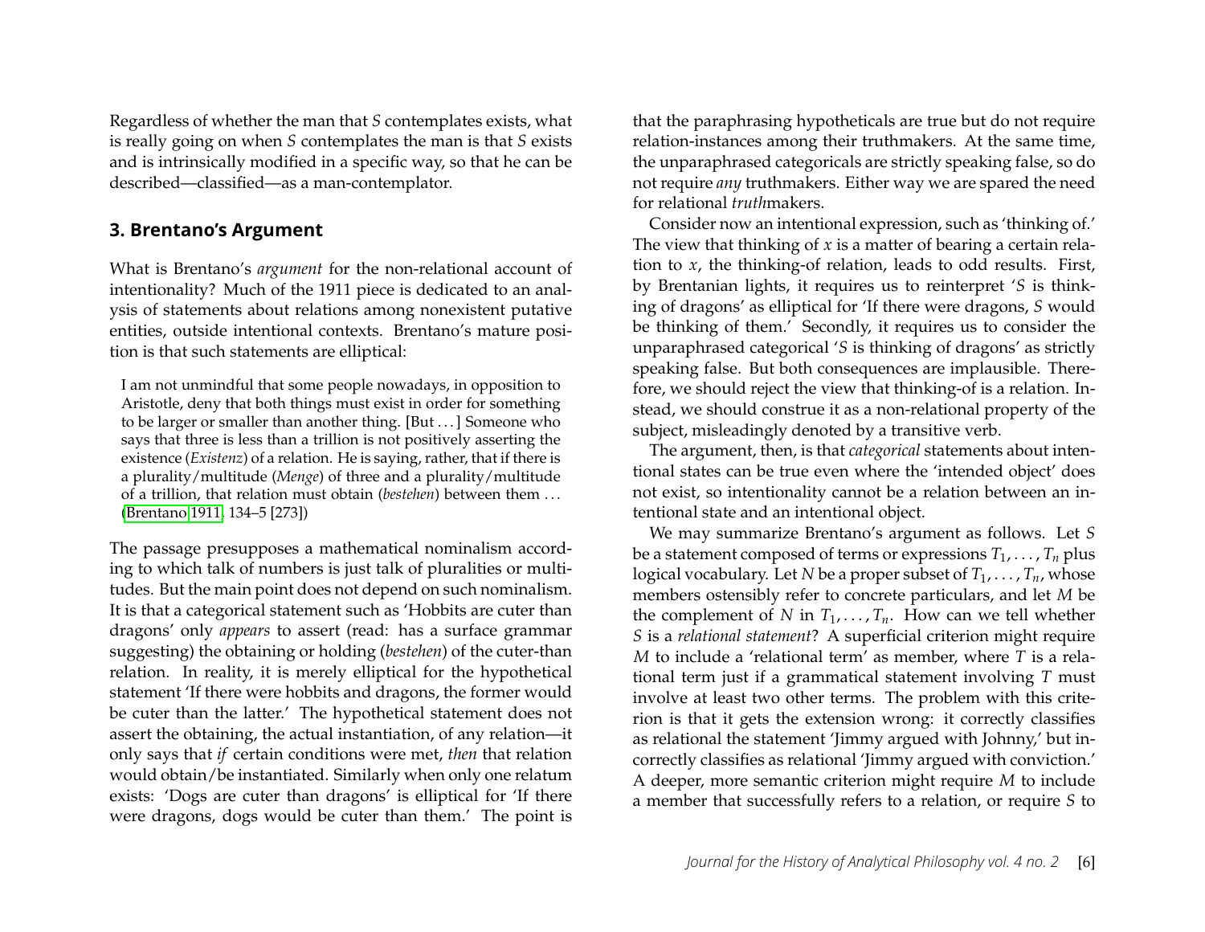Regardless of whether the man that *S* contemplates exists, what is really going on when *S* contemplates the man is that *S* exists and is intrinsically modified in a specific way, so that he can be described—classified—as a man-contemplator.

## 3. Brentano's Argument

What is Brentano's *argument* for the non-relational account of intentionality? Much of the 1911 piece is dedicated to an analysis of statements about relations among nonexistent putative entities, outside intentional contexts. Brentano's mature position is that such statements are elliptical:

> I am not unmindful that some people nowadays, in opposition to Aristotle, deny that both things must exist in order for something to be larger or smaller than another thing. [But . . . ] Someone who says that three is less than a trillion is not positively asserting the existence (*Existenz*) of a relation. He is saying, rather, that if there is a plurality/multitude (*Menge*) of three and a plurality/multitude of a trillion, that relation must obtain (*bestehen*) between them . . . (Brentano 1911, 134–5 [273])

The passage presupposes a mathematical nominalism according to which talk of numbers is just talk of pluralities or multitudes. But the main point does not depend on such nominalism. It is that a categorical statement such as 'Hobbits are cuter than dragons' only *appears* to assert (read: has a surface grammar suggesting) the obtaining or holding (*bestehen*) of the cuter-than relation. In reality, it is merely elliptical for the hypothetical statement 'If there were hobbits and dragons, the former would be cuter than the latter.' The hypothetical statement does not assert the obtaining, the actual instantiation, of any relation—it only says that *if* certain conditions were met, *then* that relation would obtain/be instantiated. Similarly when only one relatum exists: 'Dogs are cuter than dragons' is elliptical for 'If there were dragons, dogs would be cuter than them.' The point is that the paraphrasing hypotheticals are true but do not require relation-instances among their truthmakers. At the same time, the unparaphrased categoricals are strictly speaking false, so do not require *any* truthmakers. Either way we are spared the need for relational *truth*makers.

Consider now an intentional expression, such as 'thinking of.' The view that thinking of $x$ is a matter of bearing a certain relation to $x$, the thinking-of relation, leads to odd results. First, by Brentanian lights, it requires us to reinterpret '*S* is thinking of dragons' as elliptical for 'If there were dragons, *S* would be thinking of them.' Secondly, it requires us to consider the unparaphrased categorical '*S* is thinking of dragons' as strictly speaking false. But both consequences are implausible. Therefore, we should reject the view that thinking-of is a relation. Instead, we should construe it as a non-relational property of the subject, misleadingly denoted by a transitive verb.

The argument, then, is that *categorical* statements about intentional states can be true even where the 'intended object' does not exist, so intentionality cannot be a relation between an intentional state and an intentional object.

We may summarize Brentano's argument as follows. Let *S* be a statement composed of terms or expressions $T_1, \ldots, T_n$ plus logical vocabulary. Let *N* be a proper subset of $T_1, \ldots, T_n$, whose members ostensibly refer to concrete particulars, and let *M* be the complement of *N* in $T_1, \ldots, T_n$. How can we tell whether *S* is a *relational statement*? A superficial criterion might require *M* to include a 'relational term' as member, where *T* is a relational term just if a grammatical statement involving *T* must involve at least two other terms. The problem with this criterion is that it gets the extension wrong: it correctly classifies as relational the statement 'Jimmy argued with Johnny,' but incorrectly classifies as relational 'Jimmy argued with conviction.' A deeper, more semantic criterion might require *M* to include a member that successfully refers to a relation, or require *S* to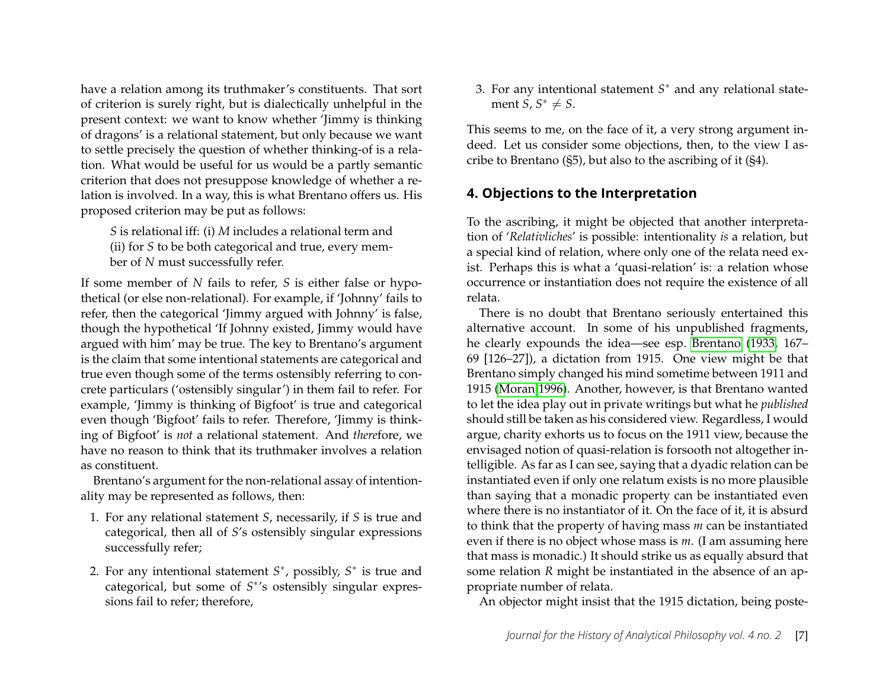have a relation among its truthmaker's constituents. That sort of criterion is surely right, but is dialectically unhelpful in the present context: we want to know whether 'Jimmy is thinking of dragons' is a relational statement, but only because we want to settle precisely the question of whether thinking-of is a relation. What would be useful for us would be a partly semantic criterion that does not presuppose knowledge of whether a relation is involved. In a way, this is what Brentano offers us. His proposed criterion may be put as follows:

> $S$ is relational iff: (i) $M$ includes a relational term and (ii) for $S$ to be both categorical and true, every member of $N$ must successfully refer.

If some member of $N$ fails to refer, $S$ is either false or hypothetical (or else non-relational). For example, if 'Johnny' fails to refer, then the categorical 'Jimmy argued with Johnny' is false, though the hypothetical 'If Johnny existed, Jimmy would have argued with him' may be true. The key to Brentano's argument is the claim that some intentional statements are categorical and true even though some of the terms ostensibly referring to concrete particulars ('ostensibly singular') in them fail to refer. For example, 'Jimmy is thinking of Bigfoot' is true and categorical even though 'Bigfoot' fails to refer. Therefore, 'Jimmy is thinking of Bigfoot' is *not* a relational statement. And *there*fore, we have no reason to think that its truthmaker involves a relation as constituent.

Brentano's argument for the non-relational assay of intentionality may be represented as follows, then:

1. For any relational statement $S$, necessarily, if $S$ is true and categorical, then all of $S$'s ostensibly singular expressions successfully refer;
2. For any intentional statement $S^*$, possibly, $S^*$ is true and categorical, but some of $S^*$'s ostensibly singular expressions fail to refer; therefore,
3. For any intentional statement $S^*$ and any relational statement $S$, $S^* \neq S$.

This seems to me, on the face of it, a very strong argument indeed. Let us consider some objections, then, to the view I ascribe to Brentano (§5), but also to the ascribing of it (§4).

## 4. Objections to the Interpretation

To the ascribing, it might be objected that another interpretation of '*Relativliches*' is possible: intentionality *is* a relation, but a special kind of relation, where only one of the relata need exist. Perhaps this is what a 'quasi-relation' is: a relation whose occurrence or instantiation does not require the existence of all relata.

There is no doubt that Brentano seriously entertained this alternative account. In some of his unpublished fragments, he clearly expounds the idea—see esp. Brentano (1933, 167–69 [126–27]), a dictation from 1915. One view might be that Brentano simply changed his mind sometime between 1911 and 1915 (Moran 1996). Another, however, is that Brentano wanted to let the idea play out in private writings but what he *published* should still be taken as his considered view. Regardless, I would argue, charity exhorts us to focus on the 1911 view, because the envisaged notion of quasi-relation is forsooth not altogether intelligible. As far as I can see, saying that a dyadic relation can be instantiated even if only one relatum exists is no more plausible than saying that a monadic property can be instantiated even where there is no instantiator of it. On the face of it, it is absurd to think that the property of having mass $m$ can be instantiated even if there is no object whose mass is $m$. (I am assuming here that mass is monadic.) It should strike us as equally absurd that some relation $R$ might be instantiated in the absence of an appropriate number of relata.

An objector might insist that the 1915 dictation, being poste-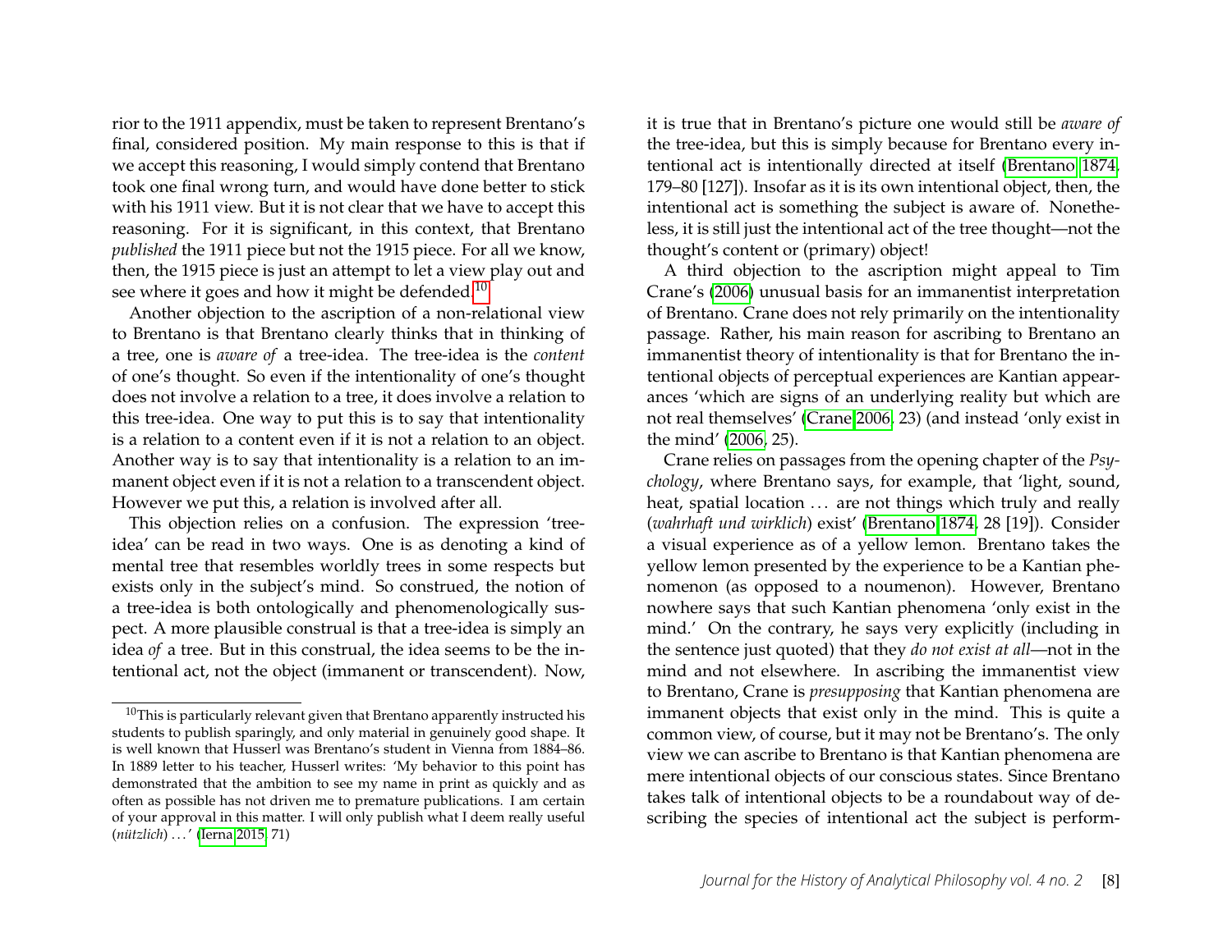rior to the 1911 appendix, must be taken to represent Brentano's final, considered position. My main response to this is that if we accept this reasoning, I would simply contend that Brentano took one final wrong turn, and would have done better to stick with his 1911 view. But it is not clear that we have to accept this reasoning. For it is significant, in this context, that Brentano *published* the 1911 piece but not the 1915 piece. For all we know, then, the 1915 piece is just an attempt to let a view play out and see where it goes and how it might be defended.[10]

Another objection to the ascription of a non-relational view to Brentano is that Brentano clearly thinks that in thinking of a tree, one is *aware of* a tree-idea. The tree-idea is the *content* of one's thought. So even if the intentionality of one's thought does not involve a relation to a tree, it does involve a relation to this tree-idea. One way to put this is to say that intentionality is a relation to a content even if it is not a relation to an object. Another way is to say that intentionality is a relation to an immanent object even if it is not a relation to a transcendent object. However we put this, a relation is involved after all.

This objection relies on a confusion. The expression 'tree-idea' can be read in two ways. One is as denoting a kind of mental tree that resembles worldly trees in some respects but exists only in the subject's mind. So construed, the notion of a tree-idea is both ontologically and phenomenologically suspect. A more plausible construal is that a tree-idea is simply an idea *of* a tree. But in this construal, the idea seems to be the intentional act, not the object (immanent or transcendent). Now, it is true that in Brentano's picture one would still be *aware of* the tree-idea, but this is simply because for Brentano every intentional act is intentionally directed at itself (Brentano 1874, 179–80 [127]). Insofar as it is its own intentional object, then, the intentional act is something the subject is aware of. Nonetheless, it is still just the intentional act of the tree thought—not the thought's content or (primary) object!

A third objection to the ascription might appeal to Tim Crane's (2006) unusual basis for an immanentist interpretation of Brentano. Crane does not rely primarily on the intentionality passage. Rather, his main reason for ascribing to Brentano an immanentist theory of intentionality is that for Brentano the intentional objects of perceptual experiences are Kantian appearances 'which are signs of an underlying reality but which are not real themselves' (Crane 2006, 23) (and instead 'only exist in the mind' (2006, 25).

Crane relies on passages from the opening chapter of the *Psychology*, where Brentano says, for example, that 'light, sound, heat, spatial location ... are not things which truly and really (*wahrhaft und wirklich*) exist' (Brentano 1874, 28 [19]). Consider a visual experience as of a yellow lemon. Brentano takes the yellow lemon presented by the experience to be a Kantian phenomenon (as opposed to a noumenon). However, Brentano nowhere says that such Kantian phenomena 'only exist in the mind.' On the contrary, he says very explicitly (including in the sentence just quoted) that they *do not exist at all*—not in the mind and not elsewhere. In ascribing the immanentist view to Brentano, Crane is *presupposing* that Kantian phenomena are immanent objects that exist only in the mind. This is quite a common view, of course, but it may not be Brentano's. The only view we can ascribe to Brentano is that Kantian phenomena are mere intentional objects of our conscious states. Since Brentano takes talk of intentional objects to be a roundabout way of describing the species of intentional act the subject is perform-

[10] This is particularly relevant given that Brentano apparently instructed his students to publish sparingly, and only material in genuinely good shape. It is well known that Husserl was Brentano's student in Vienna from 1884–86. In 1889 letter to his teacher, Husserl writes: 'My behavior to this point has demonstrated that the ambition to see my name in print as quickly and as often as possible has not driven me to premature publications. I am certain of your approval in this matter. I will only publish what I deem really useful (*nützlich*) ... ' (Ierna 2015, 71)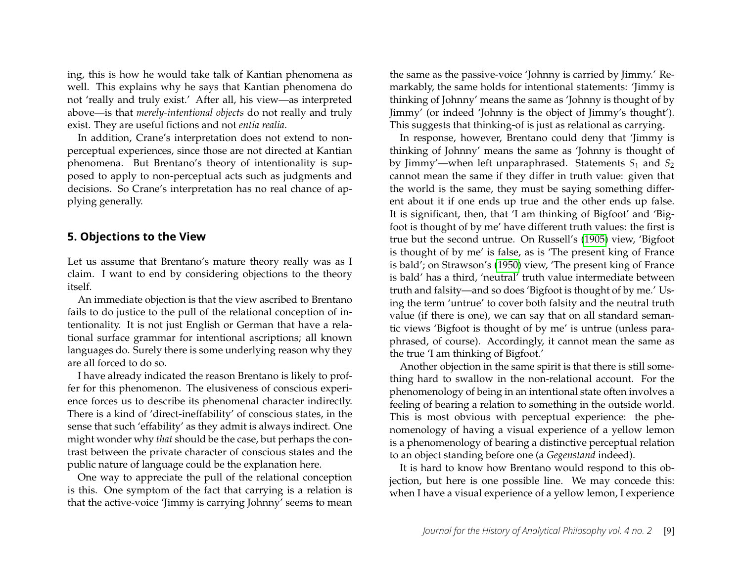ing, this is how he would take talk of Kantian phenomena as well. This explains why he says that Kantian phenomena do not 'really and truly exist.' After all, his view—as interpreted above—is that *merely-intentional objects* do not really and truly exist. They are useful fictions and not *entia realia*.

In addition, Crane's interpretation does not extend to non-perceptual experiences, since those are not directed at Kantian phenomena. But Brentano's theory of intentionality is supposed to apply to non-perceptual acts such as judgments and decisions. So Crane's interpretation has no real chance of applying generally.

## 5. Objections to the View

Let us assume that Brentano's mature theory really was as I claim. I want to end by considering objections to the theory itself.

An immediate objection is that the view ascribed to Brentano fails to do justice to the pull of the relational conception of intentionality. It is not just English or German that have a relational surface grammar for intentional ascriptions; all known languages do. Surely there is some underlying reason why they are all forced to do so.

I have already indicated the reason Brentano is likely to proffer for this phenomenon. The elusiveness of conscious experience forces us to describe its phenomenal character indirectly. There is a kind of 'direct-ineffability' of conscious states, in the sense that such 'effability' as they admit is always indirect. One might wonder why *that* should be the case, but perhaps the contrast between the private character of conscious states and the public nature of language could be the explanation here.

One way to appreciate the pull of the relational conception is this. One symptom of the fact that carrying is a relation is that the active-voice 'Jimmy is carrying Johnny' seems to mean the same as the passive-voice 'Johnny is carried by Jimmy.' Remarkably, the same holds for intentional statements: 'Jimmy is thinking of Johnny' means the same as 'Johnny is thought of by Jimmy' (or indeed 'Johnny is the object of Jimmy's thought'). This suggests that thinking-of is just as relational as carrying.

In response, however, Brentano could deny that 'Jimmy is thinking of Johnny' means the same as 'Johnny is thought of by Jimmy'—when left unparaphrased. Statements $S_1$ and $S_2$ cannot mean the same if they differ in truth value: given that the world is the same, they must be saying something different about it if one ends up true and the other ends up false. It is significant, then, that 'I am thinking of Bigfoot' and 'Bigfoot is thought of by me' have different truth values: the first is true but the second untrue. On Russell's (1905) view, 'Bigfoot is thought of by me' is false, as is 'The present king of France is bald'; on Strawson's (1950) view, 'The present king of France is bald' has a third, 'neutral' truth value intermediate between truth and falsity—and so does 'Bigfoot is thought of by me.' Using the term 'untrue' to cover both falsity and the neutral truth value (if there is one), we can say that on all standard semantic views 'Bigfoot is thought of by me' is untrue (unless paraphrased, of course). Accordingly, it cannot mean the same as the true 'I am thinking of Bigfoot.'

Another objection in the same spirit is that there is still something hard to swallow in the non-relational account. For the phenomenology of being in an intentional state often involves a feeling of bearing a relation to something in the outside world. This is most obvious with perceptual experience: the phenomenology of having a visual experience of a yellow lemon is a phenomenology of bearing a distinctive perceptual relation to an object standing before one (a *Gegenstand* indeed).

It is hard to know how Brentano would respond to this objection, but here is one possible line. We may concede this: when I have a visual experience of a yellow lemon, I experience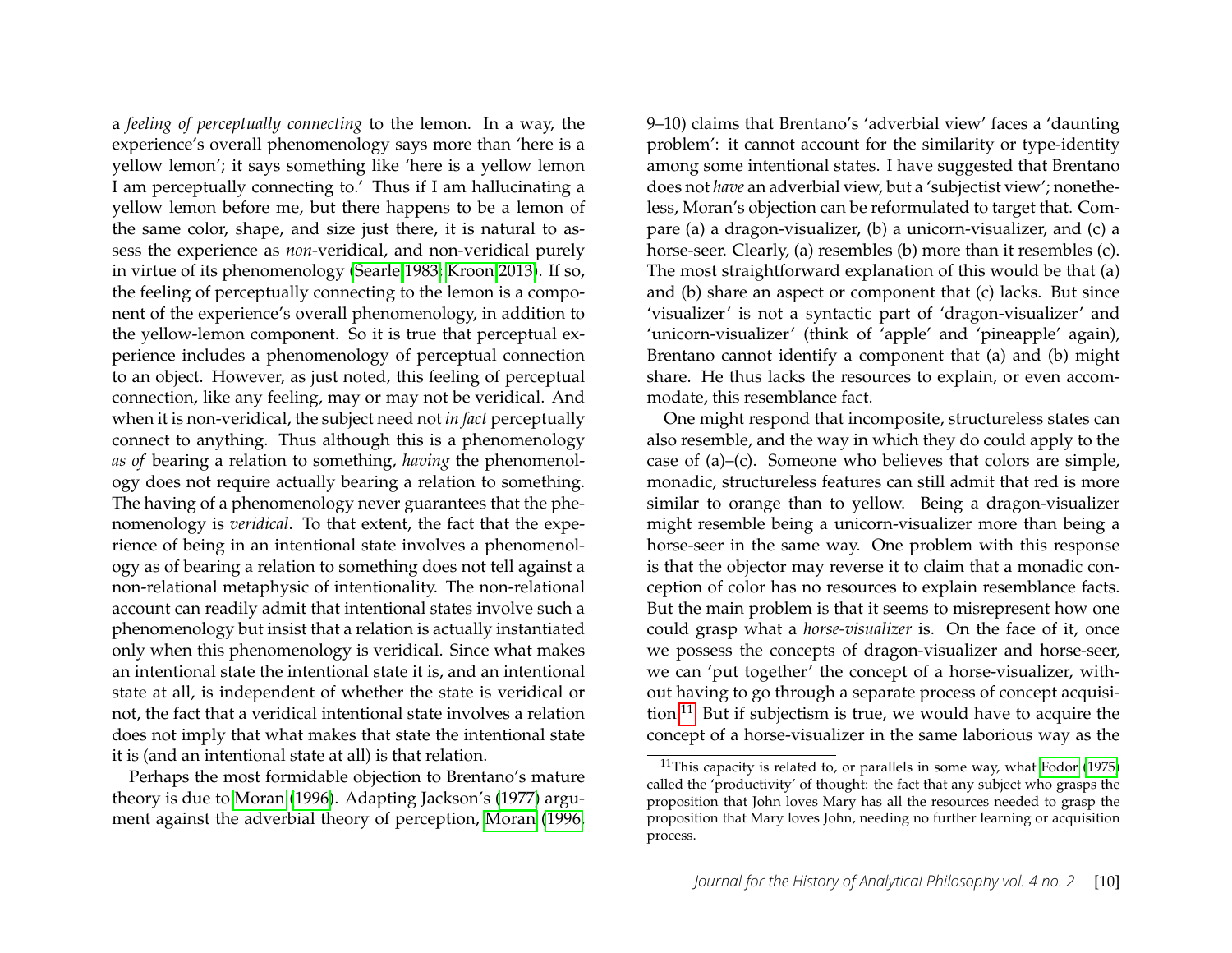a *feeling of perceptually connecting* to the lemon. In a way, the experience's overall phenomenology says more than 'here is a yellow lemon'; it says something like 'here is a yellow lemon I am perceptually connecting to.' Thus if I am hallucinating a yellow lemon before me, but there happens to be a lemon of the same color, shape, and size just there, it is natural to assess the experience as *non*-veridical, and non-veridical purely in virtue of its phenomenology (Searle 1983; Kroon 2013). If so, the feeling of perceptually connecting to the lemon is a component of the experience's overall phenomenology, in addition to the yellow-lemon component. So it is true that perceptual experience includes a phenomenology of perceptual connection to an object. However, as just noted, this feeling of perceptual connection, like any feeling, may or may not be veridical. And when it is non-veridical, the subject need not *in fact* perceptually connect to anything. Thus although this is a phenomenology *as of* bearing a relation to something, *having* the phenomenology does not require actually bearing a relation to something. The having of a phenomenology never guarantees that the phenomenology is *veridical*. To that extent, the fact that the experience of being in an intentional state involves a phenomenology as of bearing a relation to something does not tell against a non-relational metaphysic of intentionality. The non-relational account can readily admit that intentional states involve such a phenomenology but insist that a relation is actually instantiated only when this phenomenology is veridical. Since what makes an intentional state the intentional state it is, and an intentional state at all, is independent of whether the state is veridical or not, the fact that a veridical intentional state involves a relation does not imply that what makes that state the intentional state it is (and an intentional state at all) is that relation.

Perhaps the most formidable objection to Brentano's mature theory is due to Moran (1996). Adapting Jackson's (1977) argument against the adverbial theory of perception, Moran (1996, 9–10) claims that Brentano's 'adverbial view' faces a 'daunting problem': it cannot account for the similarity or type-identity among some intentional states. I have suggested that Brentano does not *have* an adverbial view, but a 'subjectist view'; nonetheless, Moran's objection can be reformulated to target that. Compare (a) a dragon-visualizer, (b) a unicorn-visualizer, and (c) a horse-seer. Clearly, (a) resembles (b) more than it resembles (c). The most straightforward explanation of this would be that (a) and (b) share an aspect or component that (c) lacks. But since 'visualizer' is not a syntactic part of 'dragon-visualizer' and 'unicorn-visualizer' (think of 'apple' and 'pineapple' again), Brentano cannot identify a component that (a) and (b) might share. He thus lacks the resources to explain, or even accommodate, this resemblance fact.

One might respond that incomposite, structureless states can also resemble, and the way in which they do could apply to the case of (a)–(c). Someone who believes that colors are simple, monadic, structureless features can still admit that red is more similar to orange than to yellow. Being a dragon-visualizer might resemble being a unicorn-visualizer more than being a horse-seer in the same way. One problem with this response is that the objector may reverse it to claim that a monadic conception of color has no resources to explain resemblance facts. But the main problem is that it seems to misrepresent how one could grasp what a *horse-visualizer* is. On the face of it, once we possess the concepts of dragon-visualizer and horse-seer, we can 'put together' the concept of a horse-visualizer, without having to go through a separate process of concept acquisition.[11] But if subjectism is true, we would have to acquire the concept of a horse-visualizer in the same laborious way as the

[11] This capacity is related to, or parallels in some way, what Fodor (1975) called the 'productivity' of thought: the fact that any subject who grasps the proposition that John loves Mary has all the resources needed to grasp the proposition that Mary loves John, needing no further learning or acquisition process.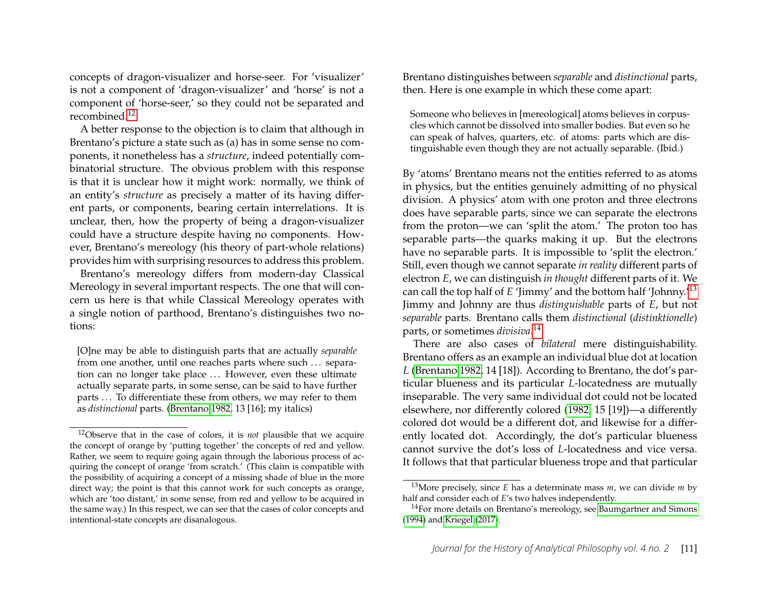concepts of dragon-visualizer and horse-seer. For 'visualizer' is not a component of 'dragon-visualizer' and 'horse' is not a component of 'horse-seer,' so they could not be separated and recombined.[12]

A better response to the objection is to claim that although in Brentano's picture a state such as (a) has in some sense no components, it nonetheless has a *structure*, indeed potentially combinatorial structure. The obvious problem with this response is that it is unclear how it might work: normally, we think of an entity's *structure* as precisely a matter of its having different parts, or components, bearing certain interrelations. It is unclear, then, how the property of being a dragon-visualizer could have a structure despite having no components. However, Brentano's mereology (his theory of part-whole relations) provides him with surprising resources to address this problem.

Brentano's mereology differs from modern-day Classical Mereology in several important respects. The one that will concern us here is that while Classical Mereology operates with a single notion of parthood, Brentano's distinguishes two notions:

> [O]ne may be able to distinguish parts that are actually *separable* from one another, until one reaches parts where such ... separation can no longer take place ... However, even these ultimate actually separate parts, in some sense, can be said to have further parts ... To differentiate these from others, we may refer to them as *distinctional* parts. (Brentano 1982, 13 [16]; my italics)

Brentano distinguishes between *separable* and *distinctional* parts, then. Here is one example in which these come apart:

> Someone who believes in [mereological] atoms believes in corpuscles which cannot be dissolved into smaller bodies. But even so he can speak of halves, quarters, etc. of atoms: parts which are distinguishable even though they are not actually separable. (Ibid.)

By 'atoms' Brentano means not the entities referred to as atoms in physics, but the entities genuinely admitting of no physical division. A physics' atom with one proton and three electrons does have separable parts, since we can separate the electrons from the proton—we can 'split the atom.' The proton too has separable parts—the quarks making it up. But the electrons have no separable parts. It is impossible to 'split the electron.' Still, even though we cannot separate *in reality* different parts of electron $E$, we can distinguish *in thought* different parts of it. We can call the top half of $E$ 'Jimmy' and the bottom half 'Johnny.'[13] Jimmy and Johnny are thus *distinguishable* parts of $E$, but not *separable* parts. Brentano calls them *distinctional* (*distinktionelle*) parts, or sometimes *divisiva*.[14]

There are also cases of *bilateral* mere distinguishability. Brentano offers as an example an individual blue dot at location $L$ (Brentano 1982, 14 [18]). According to Brentano, the dot's particular blueness and its particular $L$-locatedness are mutually inseparable. The very same individual dot could not be located elsewhere, nor differently colored (1982, 15 [19])—a differently colored dot would be a different dot, and likewise for a differently located dot. Accordingly, the dot's particular blueness cannot survive the dot's loss of $L$-locatedness and vice versa. It follows that that particular blueness trope and that particular

---

[12] Observe that in the case of colors, it is *not* plausible that we acquire the concept of orange by 'putting together' the concepts of red and yellow. Rather, we seem to require going again through the laborious process of acquiring the concept of orange 'from scratch.' (This claim is compatible with the possibility of acquiring a concept of a missing shade of blue in the more direct way; the point is that this cannot work for such concepts as orange, which are 'too distant,' in some sense, from red and yellow to be acquired in the same way.) In this respect, we can see that the cases of color concepts and intentional-state concepts are disanalogous.

[13] More precisely, since $E$ has a determinate mass $m$, we can divide $m$ by half and consider each of $E$'s two halves independently.

[14] For more details on Brentano's mereology, see Baumgartner and Simons (1994) and Kriegel (2017).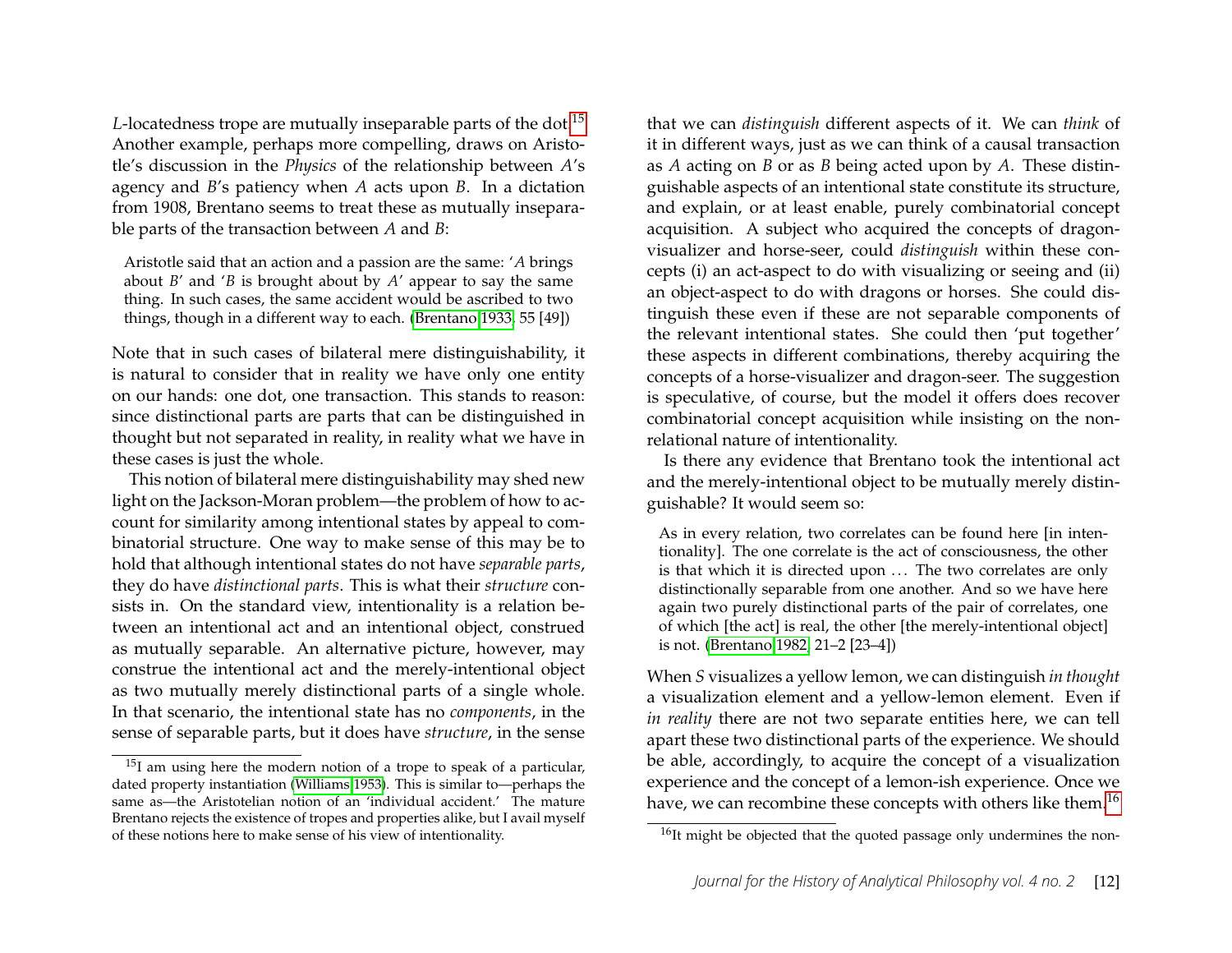*L*-locatedness trope are mutually inseparable parts of the dot.[15] Another example, perhaps more compelling, draws on Aristotle's discussion in the *Physics* of the relationship between *A*'s agency and *B*'s patiency when *A* acts upon *B*. In a dictation from 1908, Brentano seems to treat these as mutually inseparable parts of the transaction between *A* and *B*:

> Aristotle said that an action and a passion are the same: '*A* brings about *B*' and '*B* is brought about by *A*' appear to say the same thing. In such cases, the same accident would be ascribed to two things, though in a different way to each. (Brentano 1933, 55 [49])

Note that in such cases of bilateral mere distinguishability, it is natural to consider that in reality we have only one entity on our hands: one dot, one transaction. This stands to reason: since distinctional parts are parts that can be distinguished in thought but not separated in reality, in reality what we have in these cases is just the whole.

This notion of bilateral mere distinguishability may shed new light on the Jackson-Moran problem—the problem of how to account for similarity among intentional states by appeal to combinatorial structure. One way to make sense of this may be to hold that although intentional states do not have *separable parts*, they do have *distinctional parts*. This is what their *structure* consists in. On the standard view, intentionality is a relation between an intentional act and an intentional object, construed as mutually separable. An alternative picture, however, may construe the intentional act and the merely-intentional object as two mutually merely distinctional parts of a single whole. In that scenario, the intentional state has no *components*, in the sense of separable parts, but it does have *structure*, in the sense that we can *distinguish* different aspects of it. We can *think* of it in different ways, just as we can think of a causal transaction as *A* acting on *B* or as *B* being acted upon by *A*. These distinguishable aspects of an intentional state constitute its structure, and explain, or at least enable, purely combinatorial concept acquisition. A subject who acquired the concepts of dragon-visualizer and horse-seer, could *distinguish* within these concepts (i) an act-aspect to do with visualizing or seeing and (ii) an object-aspect to do with dragons or horses. She could distinguish these even if these are not separable components of the relevant intentional states. She could then 'put together' these aspects in different combinations, thereby acquiring the concepts of a horse-visualizer and dragon-seer. The suggestion is speculative, of course, but the model it offers does recover combinatorial concept acquisition while insisting on the non-relational nature of intentionality.

Is there any evidence that Brentano took the intentional act and the merely-intentional object to be mutually merely distinguishable? It would seem so:

> As in every relation, two correlates can be found here [in intentionality]. The one correlate is the act of consciousness, the other is that which it is directed upon ... The two correlates are only distinctionally separable from one another. And so we have here again two purely distinctional parts of the pair of correlates, one of which [the act] is real, the other [the merely-intentional object] is not. (Brentano 1982, 21–2 [23–4])

When *S* visualizes a yellow lemon, we can distinguish *in thought* a visualization element and a yellow-lemon element. Even if *in reality* there are not two separate entities here, we can tell apart these two distinctional parts of the experience. We should be able, accordingly, to acquire the concept of a visualization experience and the concept of a lemon-ish experience. Once we have, we can recombine these concepts with others like them.[16]

---

[15] I am using here the modern notion of a trope to speak of a particular, dated property instantiation (Williams 1953). This is similar to—perhaps the same as—the Aristotelian notion of an 'individual accident.' The mature Brentano rejects the existence of tropes and properties alike, but I avail myself of these notions here to make sense of his view of intentionality.

[16] It might be objected that the quoted passage only undermines the non-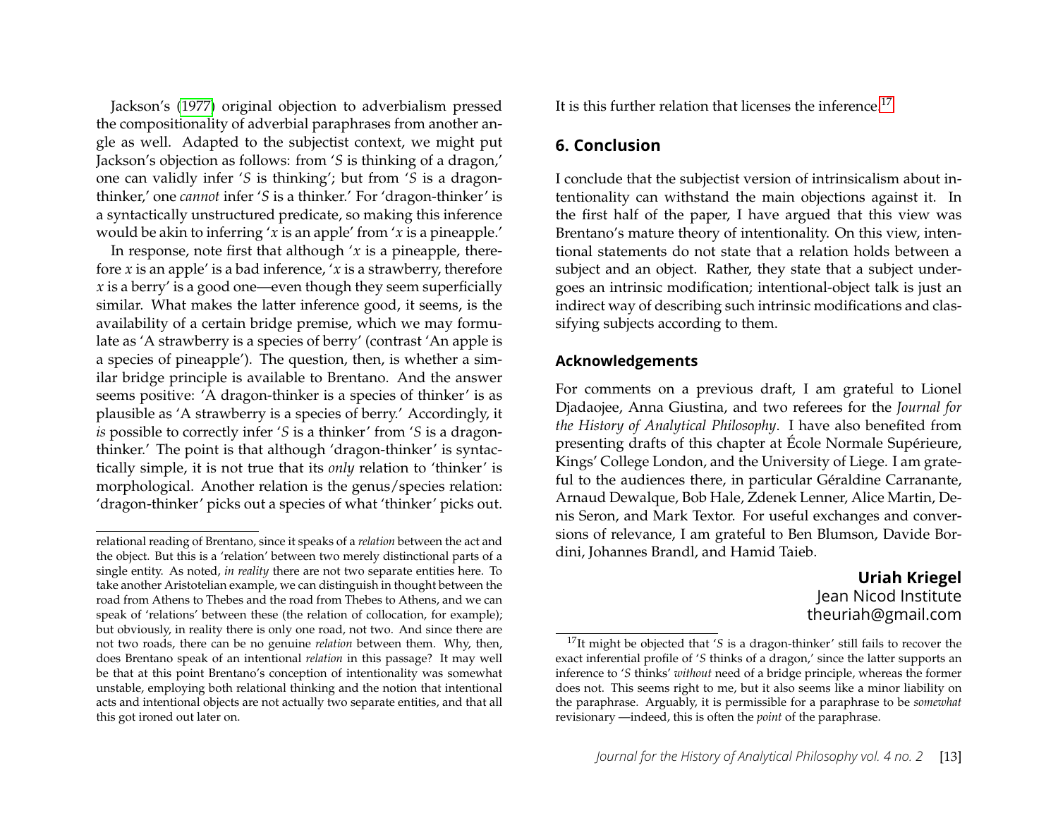Jackson's (1977) original objection to adverbialism pressed the compositionality of adverbial paraphrases from another angle as well. Adapted to the subjectist context, we might put Jackson's objection as follows: from '*S* is thinking of a dragon,' one can validly infer '*S* is thinking'; but from '*S* is a dragon-thinker,' one *cannot* infer '*S* is a thinker.' For 'dragon-thinker' is a syntactically unstructured predicate, so making this inference would be akin to inferring '*x* is an apple' from '*x* is a pineapple.'

In response, note first that although '*x* is a pineapple, therefore *x* is an apple' is a bad inference, '*x* is a strawberry, therefore *x* is a berry' is a good one—even though they seem superficially similar. What makes the latter inference good, it seems, is the availability of a certain bridge premise, which we may formulate as 'A strawberry is a species of berry' (contrast 'An apple is a species of pineapple'). The question, then, is whether a similar bridge principle is available to Brentano. And the answer seems positive: 'A dragon-thinker is a species of thinker' is as plausible as 'A strawberry is a species of berry.' Accordingly, it *is* possible to correctly infer '*S* is a thinker' from '*S* is a dragon-thinker.' The point is that although 'dragon-thinker' is syntactically simple, it is not true that its *only* relation to 'thinker' is morphological. Another relation is the genus/species relation: 'dragon-thinker' picks out a species of what 'thinker' picks out. It is this further relation that licenses the inference.[17]

## 6. Conclusion

I conclude that the subjectist version of intrinsicalism about intentionality can withstand the main objections against it. In the first half of the paper, I have argued that this view was Brentano's mature theory of intentionality. On this view, intentional statements do not state that a relation holds between a subject and an object. Rather, they state that a subject undergoes an intrinsic modification; intentional-object talk is just an indirect way of describing such intrinsic modifications and classifying subjects according to them.

### Acknowledgements

For comments on a previous draft, I am grateful to Lionel Djadaojee, Anna Giustina, and two referees for the *Journal for the History of Analytical Philosophy*. I have also benefited from presenting drafts of this chapter at École Normale Supérieure, Kings' College London, and the University of Liege. I am grateful to the audiences there, in particular Géraldine Carranante, Arnaud Dewalque, Bob Hale, Zdenek Lenner, Alice Martin, Denis Seron, and Mark Textor. For useful exchanges and conversions of relevance, I am grateful to Ben Blumson, Davide Bordini, Johannes Brandl, and Hamid Taieb.

**Uriah Kriegel**
Jean Nicod Institute
theuriah@gmail.com

---

relational reading of Brentano, since it speaks of a *relation* between the act and the object. But this is a 'relation' between two merely distinctional parts of a single entity. As noted, *in reality* there are not two separate entities here. To take another Aristotelian example, we can distinguish in thought between the road from Athens to Thebes and the road from Thebes to Athens, and we can speak of 'relations' between these (the relation of collocation, for example); but obviously, in reality there is only one road, not two. And since there are not two roads, there can be no genuine *relation* between them. Why, then, does Brentano speak of an intentional *relation* in this passage? It may well be that at this point Brentano's conception of intentionality was somewhat unstable, employing both relational thinking and the notion that intentional acts and intentional objects are not actually two separate entities, and that all this got ironed out later on.

[17] It might be objected that '*S* is a dragon-thinker' still fails to recover the exact inferential profile of '*S* thinks of a dragon,' since the latter supports an inference to '*S* thinks' *without* need of a bridge principle, whereas the former does not. This seems right to me, but it also seems like a minor liability on the paraphrase. Arguably, it is permissible for a paraphrase to be *somewhat* revisionary —indeed, this is often the *point* of the paraphrase.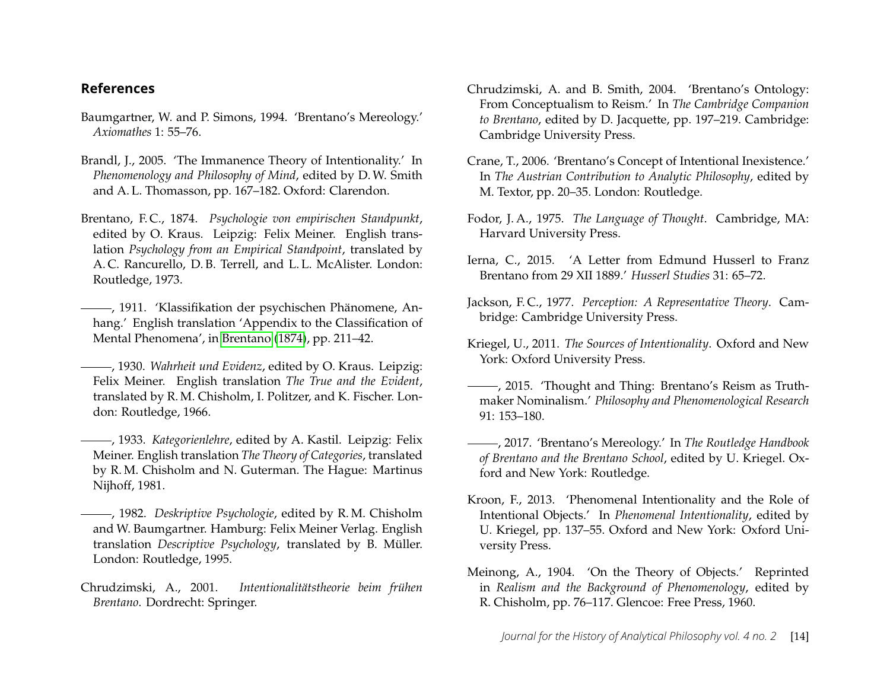## References

Baumgartner, W. and P. Simons, 1994. 'Brentano's Mereology.' *Axiomathes* 1: 55–76.

Brandl, J., 2005. 'The Immanence Theory of Intentionality.' In *Phenomenology and Philosophy of Mind*, edited by D.W. Smith and A. L. Thomasson, pp. 167–182. Oxford: Clarendon.

Brentano, F. C., 1874. *Psychologie von empirischen Standpunkt*, edited by O. Kraus. Leipzig: Felix Meiner. English translation *Psychology from an Empirical Standpoint*, translated by A. C. Rancurello, D. B. Terrell, and L. L. McAlister. London: Routledge, 1973.

———, 1911. 'Klassifikation der psychischen Phänomene, Anhang.' English translation 'Appendix to the Classification of Mental Phenomena', in Brentano (1874), pp. 211–42.

———, 1930. *Wahrheit und Evidenz*, edited by O. Kraus. Leipzig: Felix Meiner. English translation *The True and the Evident*, translated by R. M. Chisholm, I. Politzer, and K. Fischer. London: Routledge, 1966.

———, 1933. *Kategorienlehre*, edited by A. Kastil. Leipzig: Felix Meiner. English translation *The Theory of Categories*, translated by R. M. Chisholm and N. Guterman. The Hague: Martinus Nijhoff, 1981.

———, 1982. *Deskriptive Psychologie*, edited by R. M. Chisholm and W. Baumgartner. Hamburg: Felix Meiner Verlag. English translation *Descriptive Psychology*, translated by B. Müller. London: Routledge, 1995.

Chrudzimski, A., 2001. *Intentionalitätstheorie beim frühen Brentano*. Dordrecht: Springer.

Chrudzimski, A. and B. Smith, 2004. 'Brentano's Ontology: From Conceptualism to Reism.' In *The Cambridge Companion to Brentano*, edited by D. Jacquette, pp. 197–219. Cambridge: Cambridge University Press.

Crane, T., 2006. 'Brentano's Concept of Intentional Inexistence.' In *The Austrian Contribution to Analytic Philosophy*, edited by M. Textor, pp. 20–35. London: Routledge.

Fodor, J. A., 1975. *The Language of Thought*. Cambridge, MA: Harvard University Press.

Ierna, C., 2015. 'A Letter from Edmund Husserl to Franz Brentano from 29 XII 1889.' *Husserl Studies* 31: 65–72.

Jackson, F. C., 1977. *Perception: A Representative Theory*. Cambridge: Cambridge University Press.

Kriegel, U., 2011. *The Sources of Intentionality*. Oxford and New York: Oxford University Press.

———, 2015. 'Thought and Thing: Brentano's Reism as Truthmaker Nominalism.' *Philosophy and Phenomenological Research* 91: 153–180.

———, 2017. 'Brentano's Mereology.' In *The Routledge Handbook of Brentano and the Brentano School*, edited by U. Kriegel. Oxford and New York: Routledge.

Kroon, F., 2013. 'Phenomenal Intentionality and the Role of Intentional Objects.' In *Phenomenal Intentionality*, edited by U. Kriegel, pp. 137–55. Oxford and New York: Oxford University Press.

Meinong, A., 1904. 'On the Theory of Objects.' Reprinted in *Realism and the Background of Phenomenology*, edited by R. Chisholm, pp. 76–117. Glencoe: Free Press, 1960.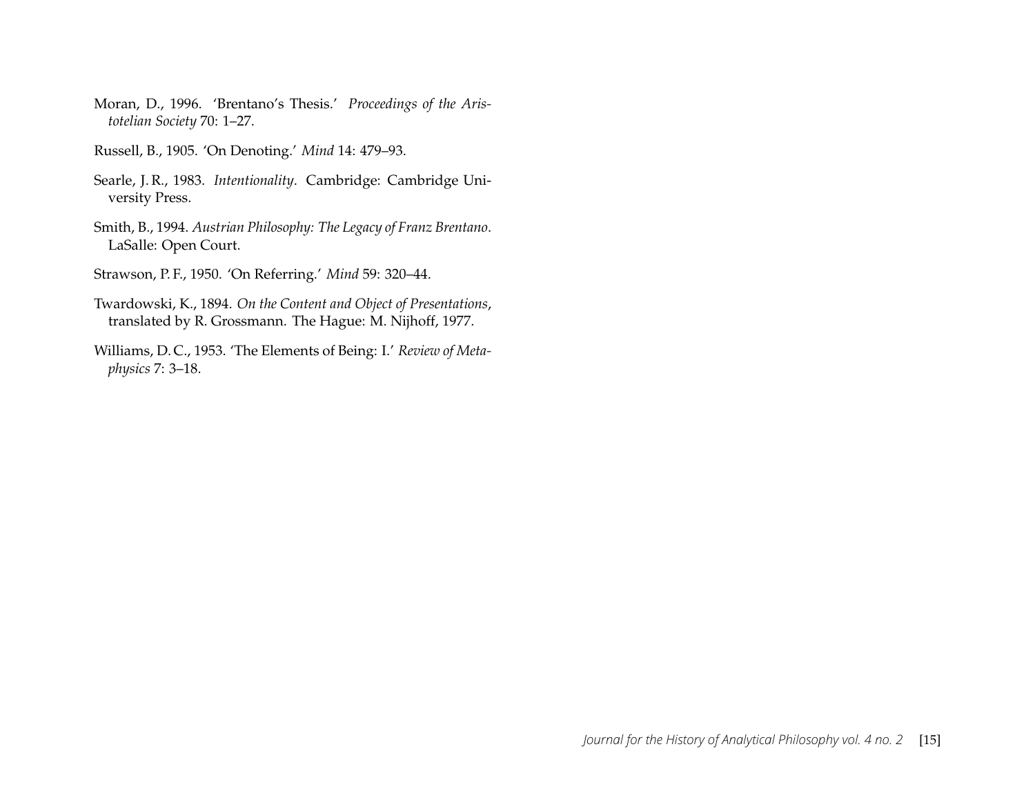Moran, D., 1996. 'Brentano's Thesis.' *Proceedings of the Aristotelian Society* 70: 1–27.

Russell, B., 1905. 'On Denoting.' *Mind* 14: 479–93.

Searle, J. R., 1983. *Intentionality*. Cambridge: Cambridge University Press.

Smith, B., 1994. *Austrian Philosophy: The Legacy of Franz Brentano*. LaSalle: Open Court.

Strawson, P. F., 1950. 'On Referring.' *Mind* 59: 320–44.

Twardowski, K., 1894. *On the Content and Object of Presentations*, translated by R. Grossmann. The Hague: M. Nijhoff, 1977.

Williams, D. C., 1953. 'The Elements of Being: I.' *Review of Metaphysics* 7: 3–18.